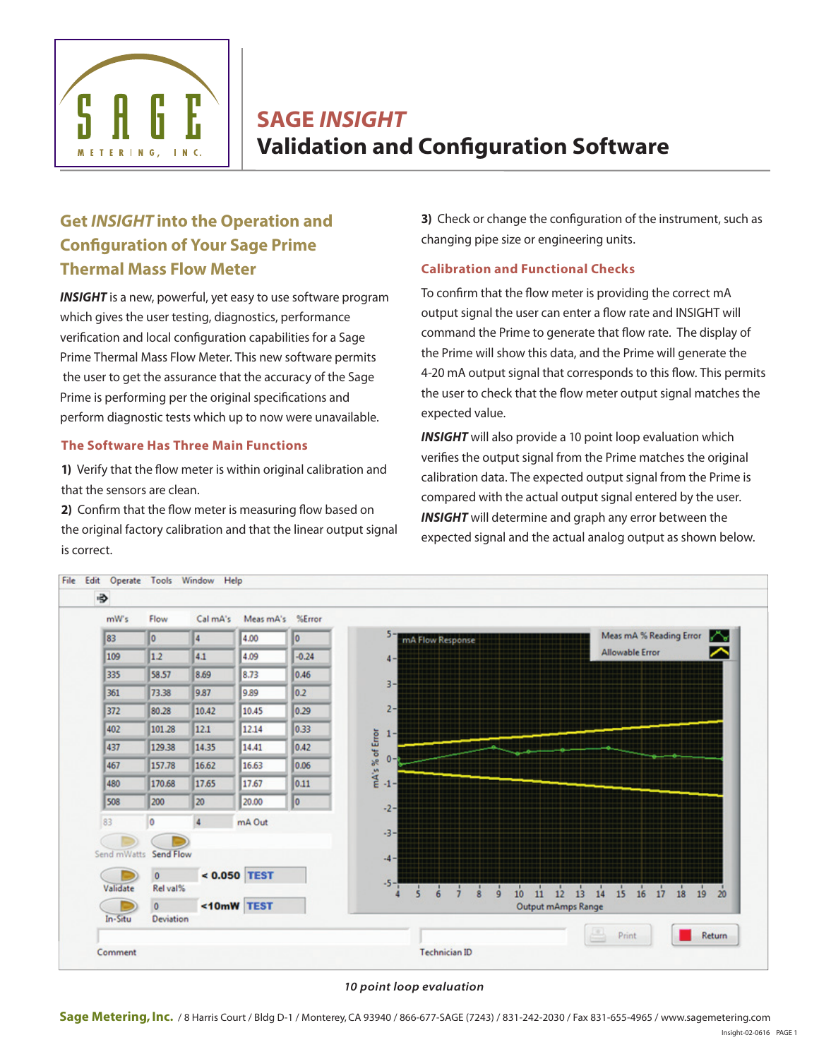# SAGE *INSIGHT*
# Validation and Configuration Software

## Get *INSIGHT* into the Operation and Configuration of Your Sage Prime Thermal Mass Flow Meter

***INSIGHT*** is a new, powerful, yet easy to use software program which gives the user testing, diagnostics, performance verification and local configuration capabilities for a Sage Prime Thermal Mass Flow Meter. This new software permits the user to get the assurance that the accuracy of the Sage Prime is performing per the original specifications and perform diagnostic tests which up to now were unavailable.

### The Software Has Three Main Functions

**1)** Verify that the flow meter is within original calibration and that the sensors are clean.

**2)** Confirm that the flow meter is measuring flow based on the original factory calibration and that the linear output signal is correct.

**3)** Check or change the configuration of the instrument, such as changing pipe size or engineering units.

### Calibration and Functional Checks

To confirm that the flow meter is providing the correct mA output signal the user can enter a flow rate and INSIGHT will command the Prime to generate that flow rate. The display of the Prime will show this data, and the Prime will generate the 4-20 mA output signal that corresponds to this flow. This permits the user to check that the flow meter output signal matches the expected value.

***INSIGHT*** will also provide a 10 point loop evaluation which verifies the output signal from the Prime matches the original calibration data. The expected output signal from the Prime is compared with the actual output signal entered by the user. ***INSIGHT*** will determine and graph any error between the expected signal and the actual analog output as shown below.

| mW's | Flow | Cal mA's | Meas mA's | %Error |
|---|---|---|---|---|
| 83 | 0 | 4 | 4.00 | 0 |
| 109 | 1.2 | 4.1 | 4.09 | -0.24 |
| 335 | 58.57 | 8.69 | 8.73 | 0.46 |
| 361 | 73.38 | 9.87 | 9.89 | 0.2 |
| 372 | 80.28 | 10.42 | 10.45 | 0.29 |
| 402 | 101.28 | 12.1 | 12.14 | 0.33 |
| 437 | 129.38 | 14.35 | 14.41 | 0.42 |
| 467 | 157.78 | 16.62 | 16.63 | 0.06 |
| 480 | 170.68 | 17.65 | 17.67 | 0.11 |
| 508 | 200 | 20 | 20.00 | 0 |

*10 point loop evaluation*

**Sage Metering, Inc.** / 8 Harris Court / Bldg D-1 / Monterey, CA 93940 / 866-677-SAGE (7243) / 831-242-2030 / Fax 831-655-4965 / www.sagemetering.com

Insight-02-0616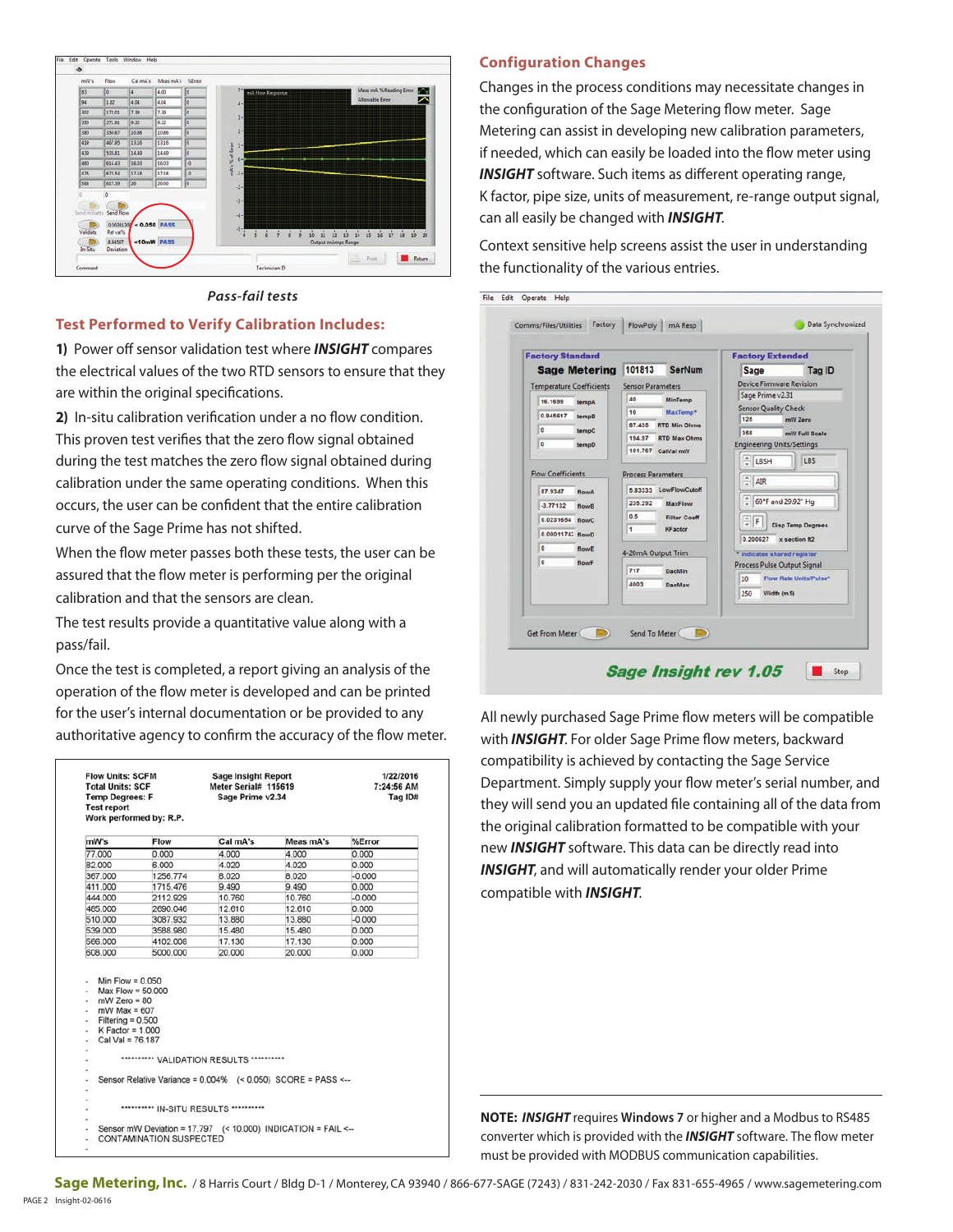Pass-fail tests

## Test Performed to Verify Calibration Includes:

**1)** Power off sensor validation test where ***INSIGHT*** compares the electrical values of the two RTD sensors to ensure that they are within the original specifications.

**2)** In-situ calibration verification under a no flow condition. This proven test verifies that the zero flow signal obtained during the test matches the zero flow signal obtained during calibration under the same operating conditions. When this occurs, the user can be confident that the entire calibration curve of the Sage Prime has not shifted.

When the flow meter passes both these tests, the user can be assured that the flow meter is performing per the original calibration and that the sensors are clean.

The test results provide a quantitative value along with a pass/fail.

Once the test is completed, a report giving an analysis of the operation of the flow meter is developed and can be printed for the user's internal documentation or be provided to any authoritative agency to confirm the accuracy of the flow meter.

Flow Units: SCFM
Total Units: SCF
Temp Degrees: F
Test report
Work performed by: R.P.

Sage Insight Report
Meter Serial# 115619
Sage Prime v2.34

1/22/2016
7:24:56 AM
Tag ID#

| mW's | Flow | Cal mA's | Meas mA's | %Error |
|---|---|---|---|---|
| 77.000 | 0.000 | 4.000 | 4.000 | 0.000 |
| 82.000 | 6.000 | 4.020 | 4.020 | 0.000 |
| 367.000 | 1256.774 | 8.020 | 8.020 | -0.000 |
| 411.000 | 1715.476 | 9.490 | 9.490 | 0.000 |
| 444.000 | 2112.929 | 10.760 | 10.760 | -0.000 |
| 485.000 | 2690.046 | 12.610 | 12.610 | 0.000 |
| 510.000 | 3087.932 | 13.880 | 13.880 | -0.000 |
| 539.000 | 3588.980 | 15.480 | 15.480 | 0.000 |
| 566.000 | 4102.008 | 17.130 | 17.130 | 0.000 |
| 608.000 | 5000.000 | 20.000 | 20.000 | 0.000 |

- Min Flow = 0.050
- Max Flow = 50.000
- mW Zero = 80
- mW Max = 607
- Filtering = 0.500
- K Factor = 1.000
- Cal Val = 76.187

********** VALIDATION RESULTS **********

Sensor Relative Variance = 0.004% (< 0.050) SCORE = PASS <--

********** IN-SITU RESULTS **********

Sensor mW Deviation = 17.797 (< 10.000) INDICATION = FAIL <--
CONTAMINATION SUSPECTED

## Configuration Changes

Changes in the process conditions may necessitate changes in the configuration of the Sage Metering flow meter. Sage Metering can assist in developing new calibration parameters, if needed, which can easily be loaded into the flow meter using ***INSIGHT*** software. Such items as different operating range, K factor, pipe size, units of measurement, re-range output signal, can all easily be changed with ***INSIGHT***.

Context sensitive help screens assist the user in understanding the functionality of the various entries.

All newly purchased Sage Prime flow meters will be compatible with ***INSIGHT***. For older Sage Prime flow meters, backward compatibility is achieved by contacting the Sage Service Department. Simply supply your flow meter's serial number, and they will send you an updated file containing all of the data from the original calibration formatted to be compatible with your new ***INSIGHT*** software. This data can be directly read into ***INSIGHT***, and will automatically render your older Prime compatible with ***INSIGHT***.

**NOTE:** ***INSIGHT*** requires **Windows 7** or higher and a Modbus to RS485 converter which is provided with the ***INSIGHT*** software. The flow meter must be provided with MODBUS communication capabilities.

**Sage Metering, Inc.** / 8 Harris Court / Bldg D-1 / Monterey, CA 93940 / 866-677-SAGE (7243) / 831-242-2030 / Fax 831-655-4965 / www.sagemetering.com

Insight-02-0616